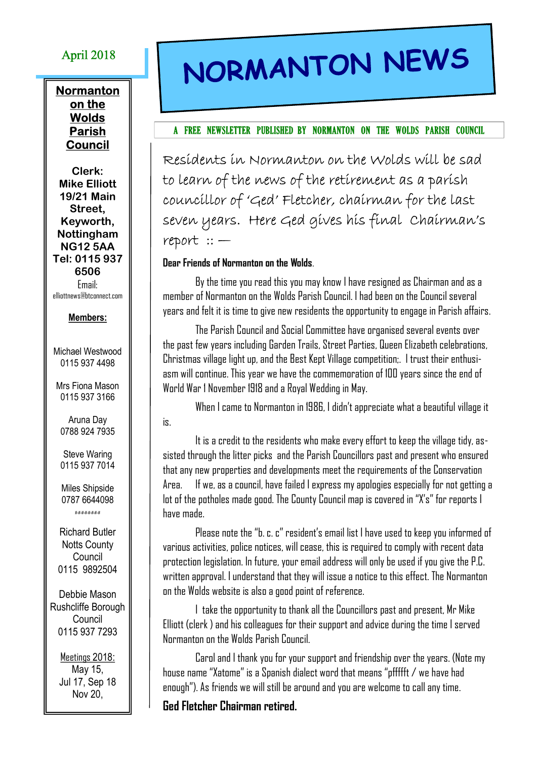# NORMANTON NEWS

April 2018

A FREE NEWSLETTER PUBLISHED BY NORMANTON ON THE WOLDS PARISH COUNCIL

**Normanton on the Wolds Parish Council**

**Clerk:**
**Mike Elliott**
**19/21 Main Street, Keyworth, Nottingham NG12 5AA**
**Tel: 0115 937 6506**
Email: elliottnews@btconnect.com

**Members:**

Michael Westwood
0115 937 4498

Mrs Fiona Mason
0115 937 3166

Aruna Day
0788 924 7935

Steve Waring
0115 937 7014

Miles Shipside
0787 6644098

########

Richard Butler
Notts County Council
0115 9892504

Debbie Mason
Rushcliffe Borough Council
0115 937 7293

Meetings 2018:
May 15,
Jul 17, Sep 18
Nov 20,

---

Residents in Normanton on the Wolds will be sad to learn of the news of the retirement as a parish councillor of 'Ged' Fletcher, chairman for the last seven years. Here Ged gives his final Chairman's report :: —

**Dear Friends of Normanton on the Wolds**.

By the time you read this you may know I have resigned as Chairman and as a member of Normanton on the Wolds Parish Council. I had been on the Council several years and felt it is time to give new residents the opportunity to engage in Parish affairs.

The Parish Council and Social Committee have organised several events over the past few years including Garden Trails, Street Parties, Queen Elizabeth celebrations, Christmas village light up, and the Best Kept Village competition;. I trust their enthusiasm will continue. This year we have the commemoration of 100 years since the end of World War I November 1918 and a Royal Wedding in May.

When I came to Normanton in 1986, I didn't appreciate what a beautiful village it is.

It is a credit to the residents who make every effort to keep the village tidy, assisted through the litter picks and the Parish Councillors past and present who ensured that any new properties and developments meet the requirements of the Conservation Area. If we, as a council, have failed I express my apologies especially for not getting a lot of the potholes made good. The County Council map is covered in "X's" for reports I have made.

Please note the "b. c. c" resident's email list I have used to keep you informed of various activities, police notices, will cease, this is required to comply with recent data protection legislation. In future, your email address will only be used if you give the P.C. written approval. I understand that they will issue a notice to this effect. The Normanton on the Wolds website is also a good point of reference.

I take the opportunity to thank all the Councillors past and present, Mr Mike Elliott (clerk ) and his colleagues for their support and advice during the time I served Normanton on the Wolds Parish Council.

Carol and I thank you for your support and friendship over the years. (Note my house name "Xatome" is a Spanish dialect word that means "pffffft / we have had enough"). As friends we will still be around and you are welcome to call any time.

**Ged Fletcher Chairman retired.**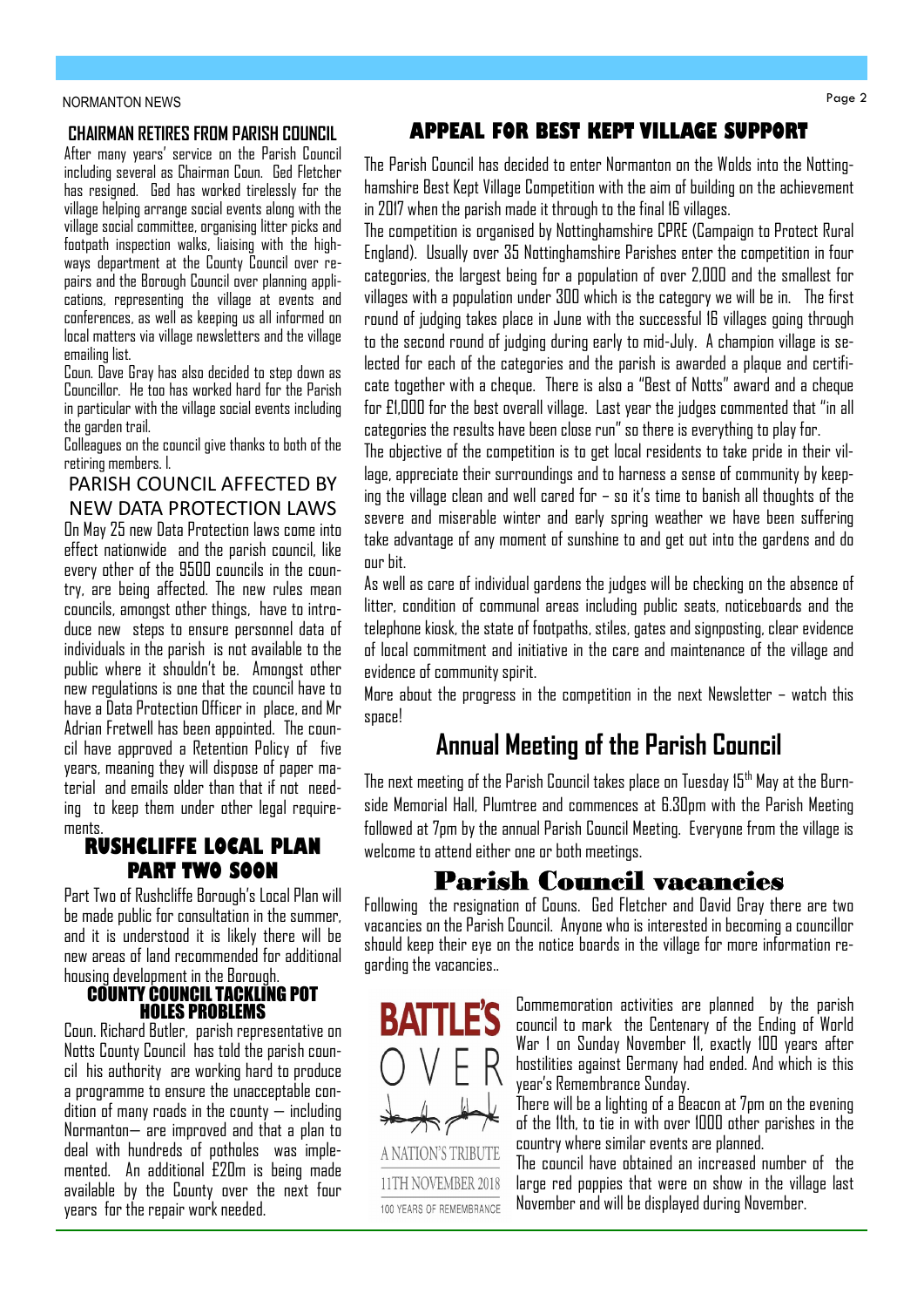## CHAIRMAN RETIRES FROM PARISH COUNCIL

After many years' service on the Parish Council including several as Chairman Coun. Ged Fletcher has resigned. Ged has worked tirelessly for the village helping arrange social events along with the village social committee, organising litter picks and footpath inspection walks, liaising with the highways department at the County Council over repairs and the Borough Council over planning applications, representing the village at events and conferences, as well as keeping us all informed on local matters via village newsletters and the village emailing list.

Coun. Dave Gray has also decided to step down as Councillor. He too has worked hard for the Parish in particular with the village social events including the garden trail.

Colleagues on the council give thanks to both of the retiring members. I.

## PARISH COUNCIL AFFECTED BY NEW DATA PROTECTION LAWS

On May 25 new Data Protection laws come into effect nationwide and the parish council, like every other of the 9500 councils in the country, are being affected. The new rules mean councils, amongst other things, have to introduce new steps to ensure personnel data of individuals in the parish is not available to the public where it shouldn't be. Amongst other new regulations is one that the council have to have a Data Protection Officer in place, and Mr Adrian Fretwell has been appointed. The council have approved a Retention Policy of five years, meaning they will dispose of paper material and emails older than that if not needing to keep them under other legal requirements.

## RUSHCLIFFE LOCAL PLAN PART TWO SOON

Part Two of Rushcliffe Borough's Local Plan will be made public for consultation in the summer, and it is understood it is likely there will be new areas of land recommended for additional housing development in the Borough.

## COUNTY COUNCIL TACKLING POT HOLES PROBLEMS

Coun. Richard Butler, parish representative on Notts County Council has told the parish council his authority are working hard to produce a programme to ensure the unacceptable condition of many roads in the county — including Normanton— are improved and that a plan to deal with hundreds of potholes was implemented. An additional £20m is being made available by the County over the next four years for the repair work needed.

## APPEAL FOR BEST KEPT VILLAGE SUPPORT

The Parish Council has decided to enter Normanton on the Wolds into the Nottinghamshire Best Kept Village Competition with the aim of building on the achievement in 2017 when the parish made it through to the final 16 villages.

The competition is organised by Nottinghamshire CPRE (Campaign to Protect Rural England). Usually over 35 Nottinghamshire Parishes enter the competition in four categories, the largest being for a population of over 2,000 and the smallest for villages with a population under 300 which is the category we will be in. The first round of judging takes place in June with the successful 16 villages going through to the second round of judging during early to mid-July. A champion village is selected for each of the categories and the parish is awarded a plaque and certificate together with a cheque. There is also a "Best of Notts" award and a cheque for £1,000 for the best overall village. Last year the judges commented that "in all categories the results have been close run" so there is everything to play for.

The objective of the competition is to get local residents to take pride in their village, appreciate their surroundings and to harness a sense of community by keeping the village clean and well cared for – so it's time to banish all thoughts of the severe and miserable winter and early spring weather we have been suffering take advantage of any moment of sunshine to and get out into the gardens and do our bit.

As well as care of individual gardens the judges will be checking on the absence of litter, condition of communal areas including public seats, noticeboards and the telephone kiosk, the state of footpaths, stiles, gates and signposting, clear evidence of local commitment and initiative in the care and maintenance of the village and evidence of community spirit.

More about the progress in the competition in the next Newsletter – watch this space!

## Annual Meeting of the Parish Council

The next meeting of the Parish Council takes place on Tuesday 15th May at the Burnside Memorial Hall, Plumtree and commences at 6.30pm with the Parish Meeting followed at 7pm by the annual Parish Council Meeting. Everyone from the village is welcome to attend either one or both meetings.

## Parish Council vacancies

Following the resignation of Couns. Ged Fletcher and David Gray there are two vacancies on the Parish Council. Anyone who is interested in becoming a councillor should keep their eye on the notice boards in the village for more information regarding the vacancies..

BATTLE'S OVER
A NATION'S TRIBUTE
11TH NOVEMBER 2018
100 YEARS OF REMEMBRANCE

Commemoration activities are planned by the parish council to mark the Centenary of the Ending of World War 1 on Sunday November 11, exactly 100 years after hostilities against Germany had ended. And which is this year's Remembrance Sunday.

There will be a lighting of a Beacon at 7pm on the evening of the 11th, to tie in with over 1000 other parishes in the country where similar events are planned.

The council have obtained an increased number of the large red poppies that were on show in the village last November and will be displayed during November.